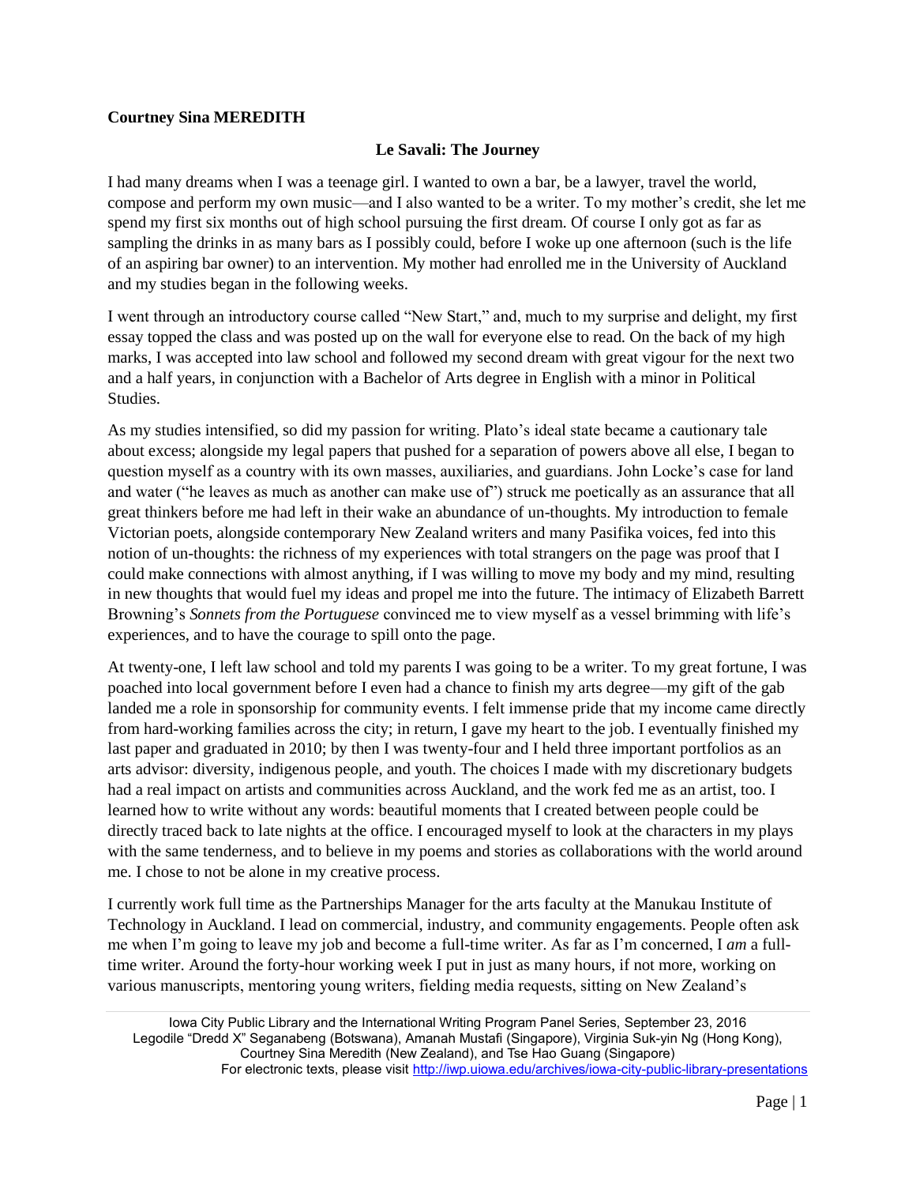**Courtney Sina MEREDITH**

## Le Savali: The Journey

I had many dreams when I was a teenage girl. I wanted to own a bar, be a lawyer, travel the world, compose and perform my own music—and I also wanted to be a writer. To my mother's credit, she let me spend my first six months out of high school pursuing the first dream. Of course I only got as far as sampling the drinks in as many bars as I possibly could, before I woke up one afternoon (such is the life of an aspiring bar owner) to an intervention. My mother had enrolled me in the University of Auckland and my studies began in the following weeks.

I went through an introductory course called "New Start," and, much to my surprise and delight, my first essay topped the class and was posted up on the wall for everyone else to read. On the back of my high marks, I was accepted into law school and followed my second dream with great vigour for the next two and a half years, in conjunction with a Bachelor of Arts degree in English with a minor in Political Studies.

As my studies intensified, so did my passion for writing. Plato's ideal state became a cautionary tale about excess; alongside my legal papers that pushed for a separation of powers above all else, I began to question myself as a country with its own masses, auxiliaries, and guardians. John Locke's case for land and water ("he leaves as much as another can make use of") struck me poetically as an assurance that all great thinkers before me had left in their wake an abundance of un-thoughts. My introduction to female Victorian poets, alongside contemporary New Zealand writers and many Pasifika voices, fed into this notion of un-thoughts: the richness of my experiences with total strangers on the page was proof that I could make connections with almost anything, if I was willing to move my body and my mind, resulting in new thoughts that would fuel my ideas and propel me into the future. The intimacy of Elizabeth Barrett Browning's *Sonnets from the Portuguese* convinced me to view myself as a vessel brimming with life's experiences, and to have the courage to spill onto the page.

At twenty-one, I left law school and told my parents I was going to be a writer. To my great fortune, I was poached into local government before I even had a chance to finish my arts degree—my gift of the gab landed me a role in sponsorship for community events. I felt immense pride that my income came directly from hard-working families across the city; in return, I gave my heart to the job. I eventually finished my last paper and graduated in 2010; by then I was twenty-four and I held three important portfolios as an arts advisor: diversity, indigenous people, and youth. The choices I made with my discretionary budgets had a real impact on artists and communities across Auckland, and the work fed me as an artist, too. I learned how to write without any words: beautiful moments that I created between people could be directly traced back to late nights at the office. I encouraged myself to look at the characters in my plays with the same tenderness, and to believe in my poems and stories as collaborations with the world around me. I chose to not be alone in my creative process.

I currently work full time as the Partnerships Manager for the arts faculty at the Manukau Institute of Technology in Auckland. I lead on commercial, industry, and community engagements. People often ask me when I'm going to leave my job and become a full-time writer. As far as I'm concerned, I *am* a full-time writer. Around the forty-hour working week I put in just as many hours, if not more, working on various manuscripts, mentoring young writers, fielding media requests, sitting on New Zealand's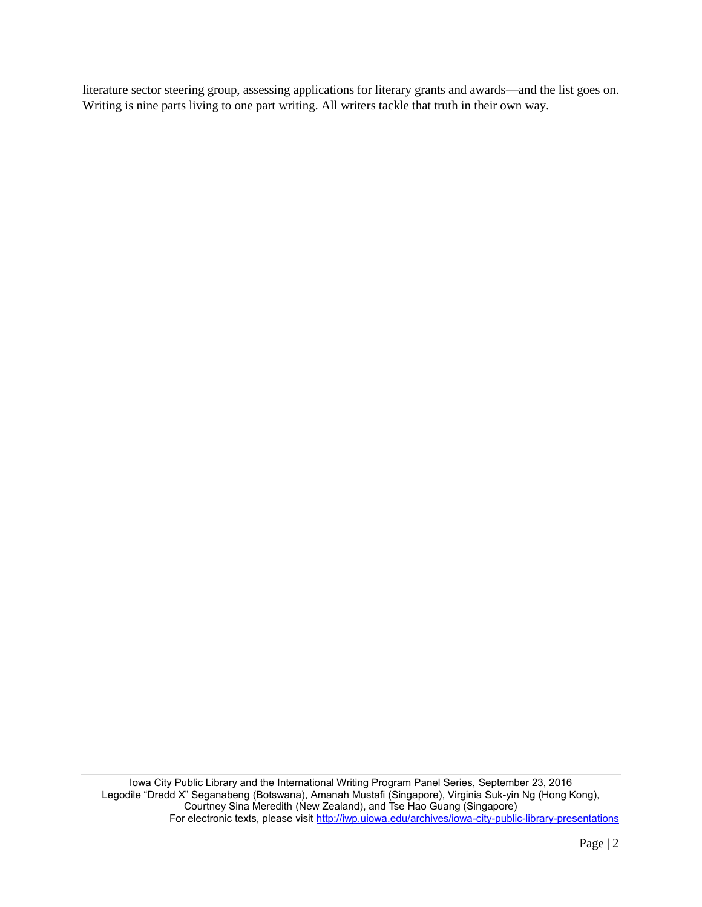literature sector steering group, assessing applications for literary grants and awards—and the list goes on. Writing is nine parts living to one part writing. All writers tackle that truth in their own way.